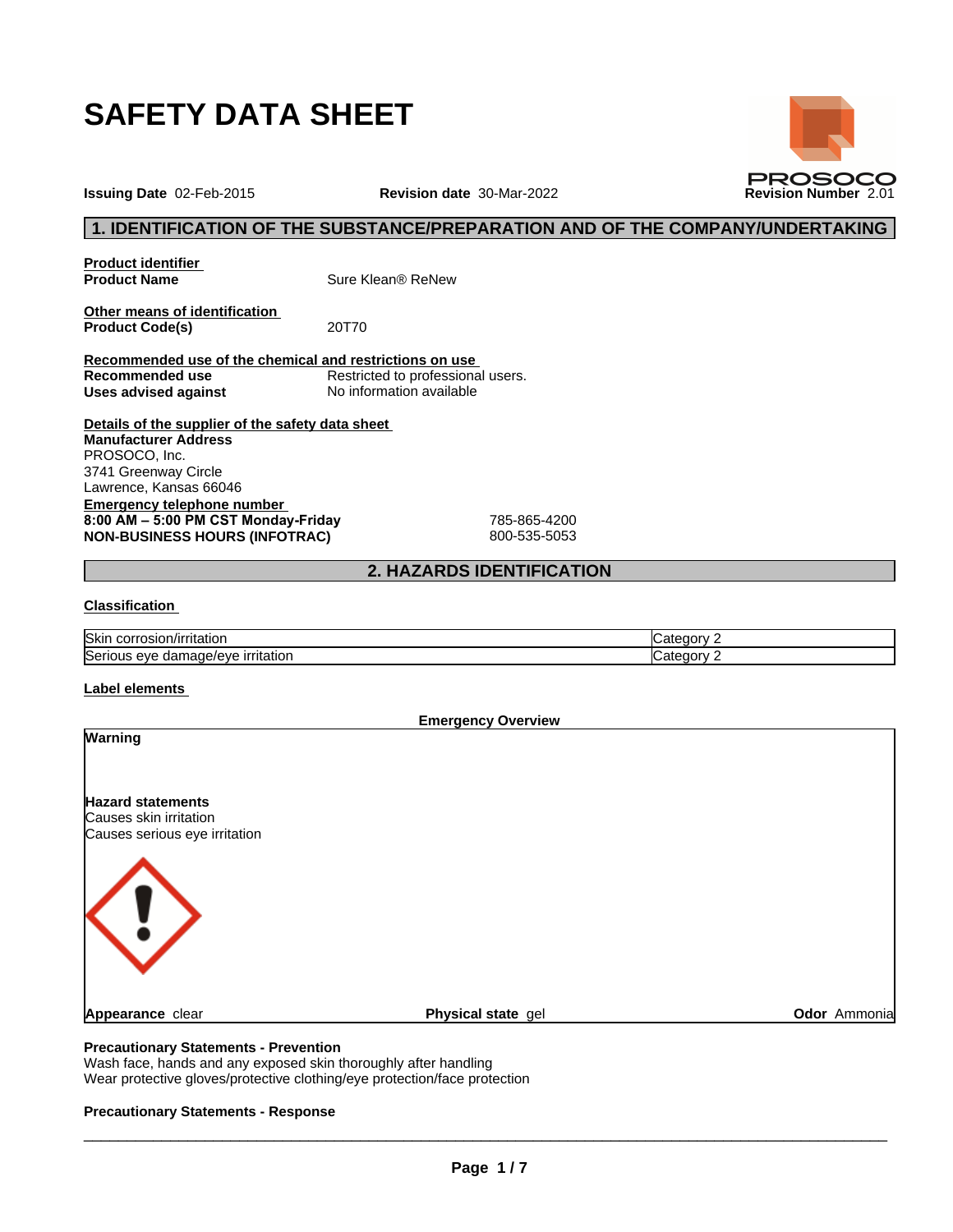# SAFETY DATA SHEET

PROSOCO

**Issuing Date** 02-Feb-2015 **Revision date** 30-Mar-2022 **Revision Number** 2.01

## 1. IDENTIFICATION OF THE SUBSTANCE/PREPARATION AND OF THE COMPANY/UNDERTAKING

**Product identifier**

**Product Name** Sure Klean® ReNew

**Other means of identification**

**Product Code(s)** 20T70

**Recommended use of the chemical and restrictions on use**

**Recommended use** Restricted to professional users.

**Uses advised against** No information available

**Details of the supplier of the safety data sheet**

**Manufacturer Address**
PROSOCO, Inc.
3741 Greenway Circle
Lawrence, Kansas 66046

**Emergency telephone number**

**8:00 AM – 5:00 PM CST Monday-Friday** 785-865-4200
**NON-BUSINESS HOURS (INFOTRAC)** 800-535-5053

## 2. HAZARDS IDENTIFICATION

**Classification**

| Hazard | Category |
|---|---|
| Skin corrosion/irritation | Category 2 |
| Serious eye damage/eye irritation | Category 2 |

**Label elements**

**Emergency Overview**

**Warning**

**Hazard statements**
Causes skin irritation
Causes serious eye irritation

**Appearance** clear **Physical state** gel **Odor** Ammonia

**Precautionary Statements - Prevention**
Wash face, hands and any exposed skin thoroughly after handling
Wear protective gloves/protective clothing/eye protection/face protection

**Precautionary Statements - Response**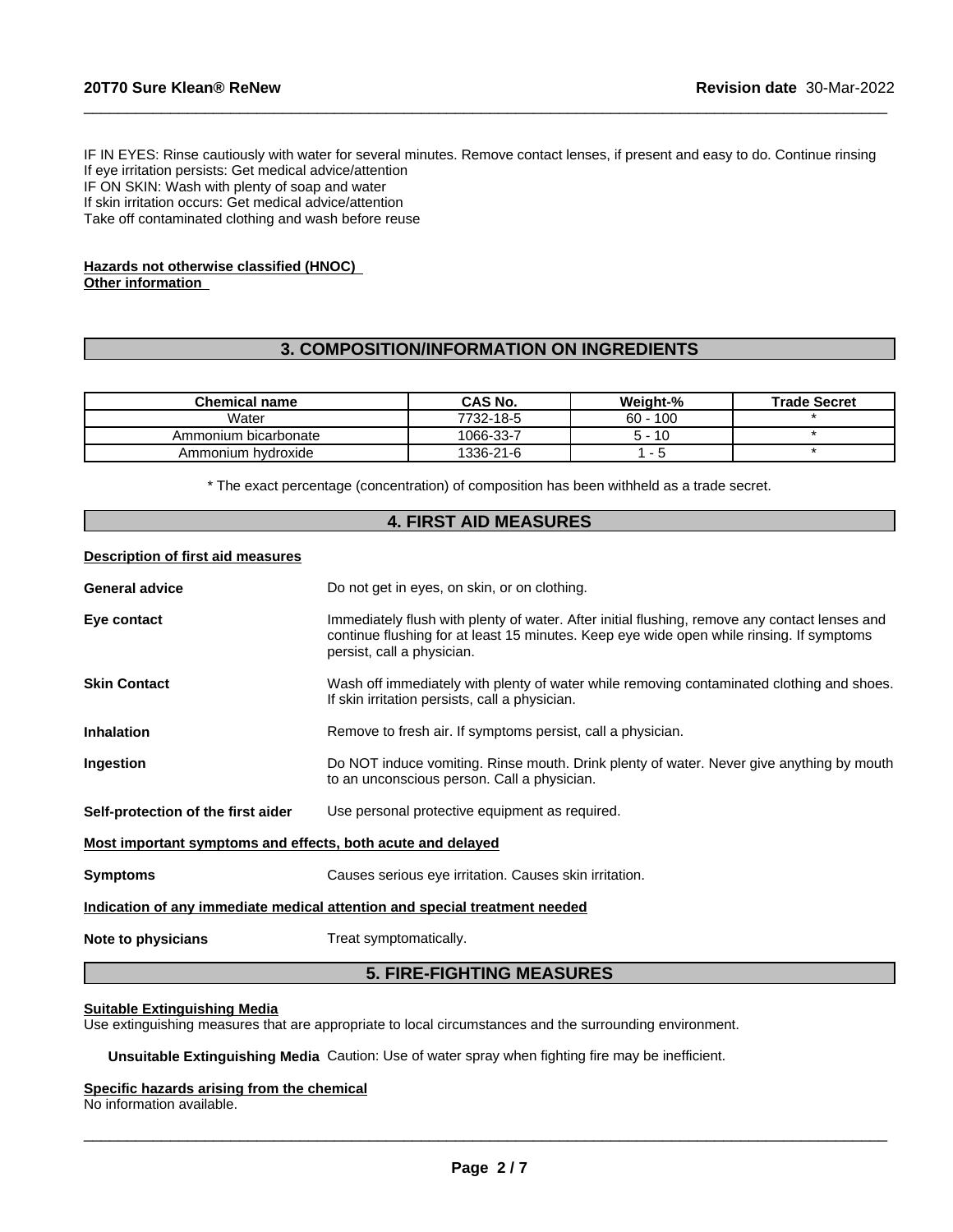IF IN EYES: Rinse cautiously with water for several minutes. Remove contact lenses, if present and easy to do. Continue rinsing
If eye irritation persists: Get medical advice/attention
IF ON SKIN: Wash with plenty of soap and water
If skin irritation occurs: Get medical advice/attention
Take off contaminated clothing and wash before reuse

**Hazards not otherwise classified (HNOC)**
**Other information**

## 3. COMPOSITION/INFORMATION ON INGREDIENTS

| Chemical name | CAS No. | Weight-% | Trade Secret |
| --- | --- | --- | --- |
| Water | 7732-18-5 | 60 - 100 | * |
| Ammonium bicarbonate | 1066-33-7 | 5 - 10 | * |
| Ammonium hydroxide | 1336-21-6 | 1 - 5 | * |

* The exact percentage (concentration) of composition has been withheld as a trade secret.

## 4. FIRST AID MEASURES

**Description of first aid measures**

**General advice** Do not get in eyes, on skin, or on clothing.

**Eye contact** Immediately flush with plenty of water. After initial flushing, remove any contact lenses and continue flushing for at least 15 minutes. Keep eye wide open while rinsing. If symptoms persist, call a physician.

**Skin Contact** Wash off immediately with plenty of water while removing contaminated clothing and shoes. If skin irritation persists, call a physician.

**Inhalation** Remove to fresh air. If symptoms persist, call a physician.

**Ingestion** Do NOT induce vomiting. Rinse mouth. Drink plenty of water. Never give anything by mouth to an unconscious person. Call a physician.

**Self-protection of the first aider** Use personal protective equipment as required.

**Most important symptoms and effects, both acute and delayed**

**Symptoms** Causes serious eye irritation. Causes skin irritation.

**Indication of any immediate medical attention and special treatment needed**

**Note to physicians** Treat symptomatically.

## 5. FIRE-FIGHTING MEASURES

**Suitable Extinguishing Media**
Use extinguishing measures that are appropriate to local circumstances and the surrounding environment.

**Unsuitable Extinguishing Media** Caution: Use of water spray when fighting fire may be inefficient.

**Specific hazards arising from the chemical**
No information available.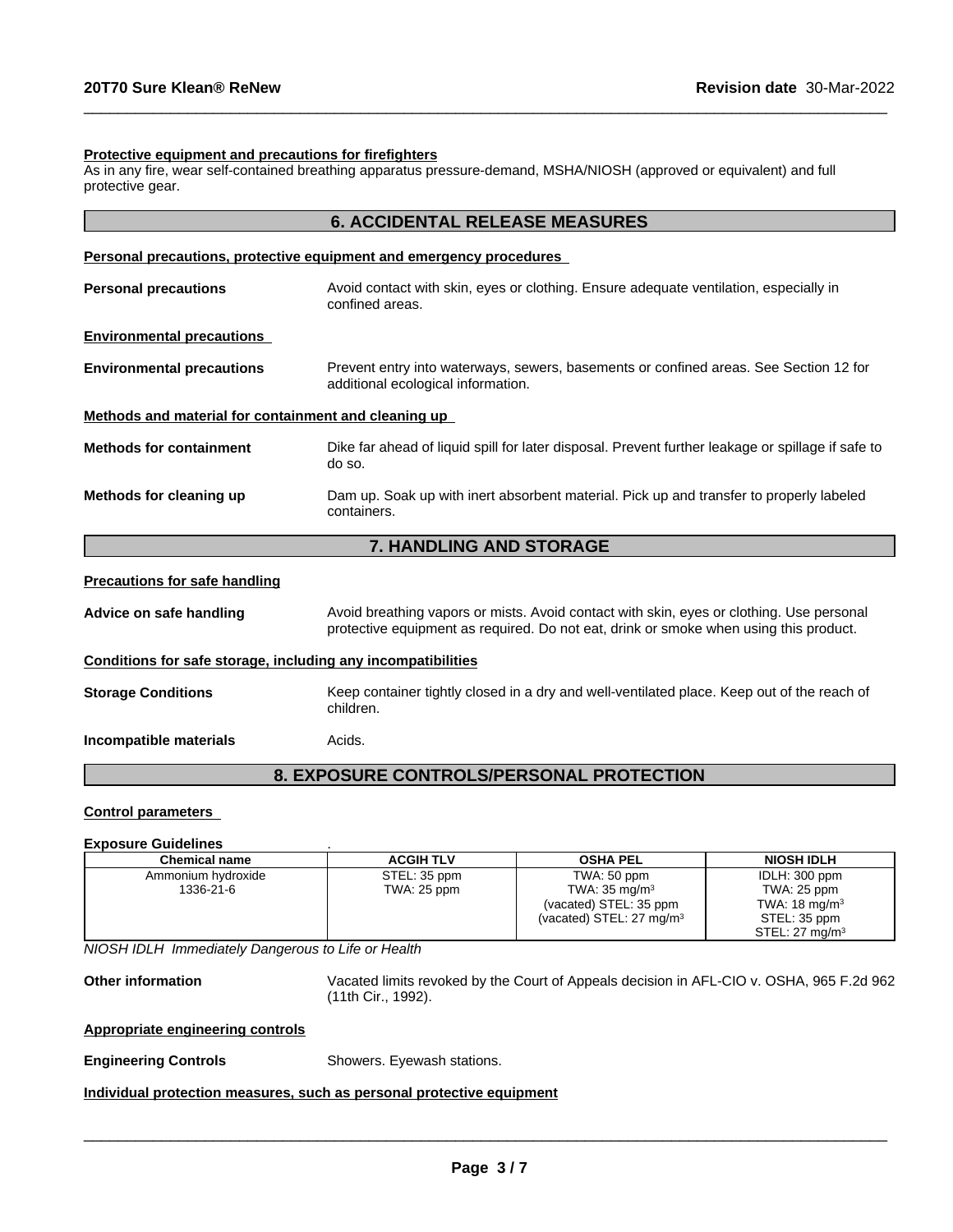**Protective equipment and precautions for firefighters**

As in any fire, wear self-contained breathing apparatus pressure-demand, MSHA/NIOSH (approved or equivalent) and full protective gear.

## 6. ACCIDENTAL RELEASE MEASURES

**Personal precautions, protective equipment and emergency procedures**

**Personal precautions** — Avoid contact with skin, eyes or clothing. Ensure adequate ventilation, especially in confined areas.

**Environmental precautions**

**Environmental precautions** — Prevent entry into waterways, sewers, basements or confined areas. See Section 12 for additional ecological information.

**Methods and material for containment and cleaning up**

**Methods for containment** — Dike far ahead of liquid spill for later disposal. Prevent further leakage or spillage if safe to do so.

**Methods for cleaning up** — Dam up. Soak up with inert absorbent material. Pick up and transfer to properly labeled containers.

## 7. HANDLING AND STORAGE

**Precautions for safe handling**

**Advice on safe handling** — Avoid breathing vapors or mists. Avoid contact with skin, eyes or clothing. Use personal protective equipment as required. Do not eat, drink or smoke when using this product.

**Conditions for safe storage, including any incompatibilities**

**Storage Conditions** — Keep container tightly closed in a dry and well-ventilated place. Keep out of the reach of children.

**Incompatible materials** — Acids.

## 8. EXPOSURE CONTROLS/PERSONAL PROTECTION

**Control parameters**

**Exposure Guidelines** .

| Chemical name | ACGIH TLV | OSHA PEL | NIOSH IDLH |
|---|---|---|---|
| Ammonium hydroxide<br>1336-21-6 | STEL: 35 ppm<br>TWA: 25 ppm | TWA: 50 ppm<br>TWA: 35 mg/m³<br>(vacated) STEL: 35 ppm<br>(vacated) STEL: 27 mg/m³ | IDLH: 300 ppm<br>TWA: 25 ppm<br>TWA: 18 mg/m³<br>STEL: 35 ppm<br>STEL: 27 mg/m³ |

*NIOSH IDLH Immediately Dangerous to Life or Health*

**Other information** — Vacated limits revoked by the Court of Appeals decision in AFL-CIO v. OSHA, 965 F.2d 962 (11th Cir., 1992).

**Appropriate engineering controls**

**Engineering Controls** — Showers. Eyewash stations.

**Individual protection measures, such as personal protective equipment**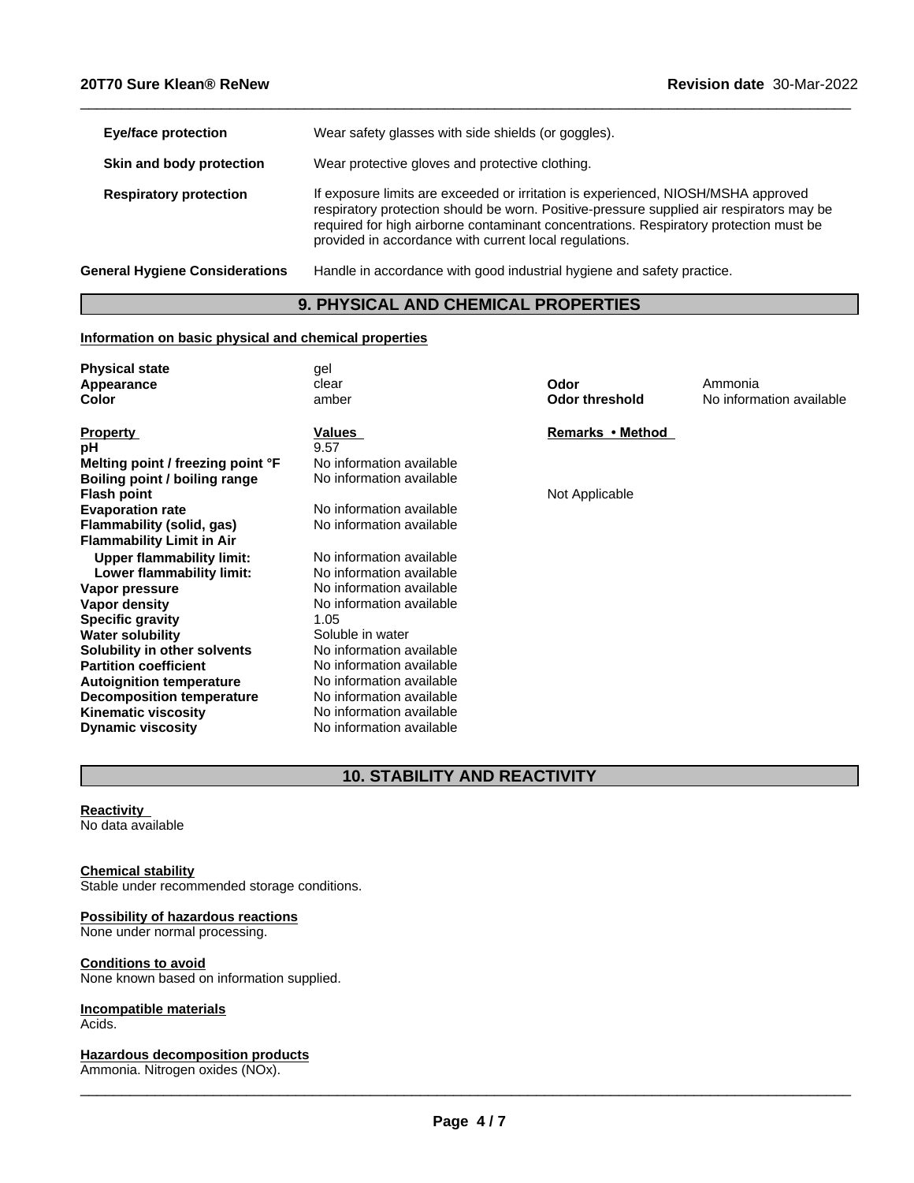| | |
|---|---|
| **Eye/face protection** | Wear safety glasses with side shields (or goggles). |
| **Skin and body protection** | Wear protective gloves and protective clothing. |
| **Respiratory protection** | If exposure limits are exceeded or irritation is experienced, NIOSH/MSHA approved respiratory protection should be worn. Positive-pressure supplied air respirators may be required for high airborne contaminant concentrations. Respiratory protection must be provided in accordance with current local regulations. |
| **General Hygiene Considerations** | Handle in accordance with good industrial hygiene and safety practice. |

## 9. PHYSICAL AND CHEMICAL PROPERTIES

**Information on basic physical and chemical properties**

| | | | |
|---|---|---|---|
| **Physical state** | gel | | |
| **Appearance** | clear | **Odor** | Ammonia |
| **Color** | amber | **Odor threshold** | No information available |

| Property | Values | Remarks • Method |
|---|---|---|
| **pH** | 9.57 | |
| **Melting point / freezing point °F** | No information available | |
| **Boiling point / boiling range** | No information available | |
| **Flash point** | | Not Applicable |
| **Evaporation rate** | No information available | |
| **Flammability (solid, gas)** | No information available | |
| **Flammability Limit in Air** | | |
| **Upper flammability limit:** | No information available | |
| **Lower flammability limit:** | No information available | |
| **Vapor pressure** | No information available | |
| **Vapor density** | No information available | |
| **Specific gravity** | 1.05 | |
| **Water solubility** | Soluble in water | |
| **Solubility in other solvents** | No information available | |
| **Partition coefficient** | No information available | |
| **Autoignition temperature** | No information available | |
| **Decomposition temperature** | No information available | |
| **Kinematic viscosity** | No information available | |
| **Dynamic viscosity** | No information available | |

## 10. STABILITY AND REACTIVITY

**Reactivity**

No data available

**Chemical stability**

Stable under recommended storage conditions.

**Possibility of hazardous reactions**

None under normal processing.

**Conditions to avoid**

None known based on information supplied.

**Incompatible materials**

Acids.

**Hazardous decomposition products**

Ammonia. Nitrogen oxides (NOx).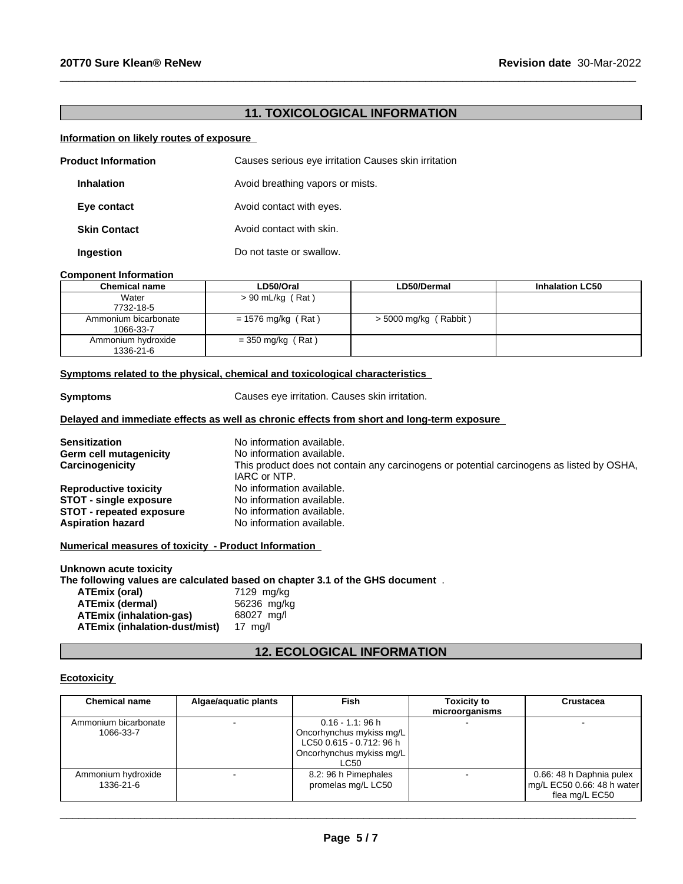## 11. TOXICOLOGICAL INFORMATION

### Information on likely routes of exposure

**Product Information** Causes serious eye irritation Causes skin irritation

**Inhalation** Avoid breathing vapors or mists.

**Eye contact** Avoid contact with eyes.

**Skin Contact** Avoid contact with skin.

**Ingestion** Do not taste or swallow.

**Component Information**

| Chemical name | LD50/Oral | LD50/Dermal | Inhalation LC50 |
|---|---|---|---|
| Water 7732-18-5 | > 90 mL/kg ( Rat ) | | |
| Ammonium bicarbonate 1066-33-7 | = 1576 mg/kg ( Rat ) | > 5000 mg/kg ( Rabbit ) | |
| Ammonium hydroxide 1336-21-6 | = 350 mg/kg ( Rat ) | | |

### Symptoms related to the physical, chemical and toxicological characteristics

**Symptoms** Causes eye irritation. Causes skin irritation.

### Delayed and immediate effects as well as chronic effects from short and long-term exposure

**Sensitization** No information available.
**Germ cell mutagenicity** No information available.
**Carcinogenicity** This product does not contain any carcinogens or potential carcinogens as listed by OSHA, IARC or NTP.
**Reproductive toxicity** No information available.
**STOT - single exposure** No information available.
**STOT - repeated exposure** No information available.
**Aspiration hazard** No information available.

### Numerical measures of toxicity - Product Information

**Unknown acute toxicity**
**The following values are calculated based on chapter 3.1 of the GHS document** .

**ATEmix (oral)** 7129 mg/kg
**ATEmix (dermal)** 56236 mg/kg
**ATEmix (inhalation-gas)** 68027 mg/l
**ATEmix (inhalation-dust/mist)** 17 mg/l

## 12. ECOLOGICAL INFORMATION

### Ecotoxicity

| Chemical name | Algae/aquatic plants | Fish | Toxicity to microorganisms | Crustacea |
|---|---|---|---|---|
| Ammonium bicarbonate 1066-33-7 | - | 0.16 - 1.1: 96 h Oncorhynchus mykiss mg/L LC50 0.615 - 0.712: 96 h Oncorhynchus mykiss mg/L LC50 | - | - |
| Ammonium hydroxide 1336-21-6 | - | 8.2: 96 h Pimephales promelas mg/L LC50 | - | 0.66: 48 h Daphnia pulex mg/L EC50 0.66: 48 h water flea mg/L EC50 |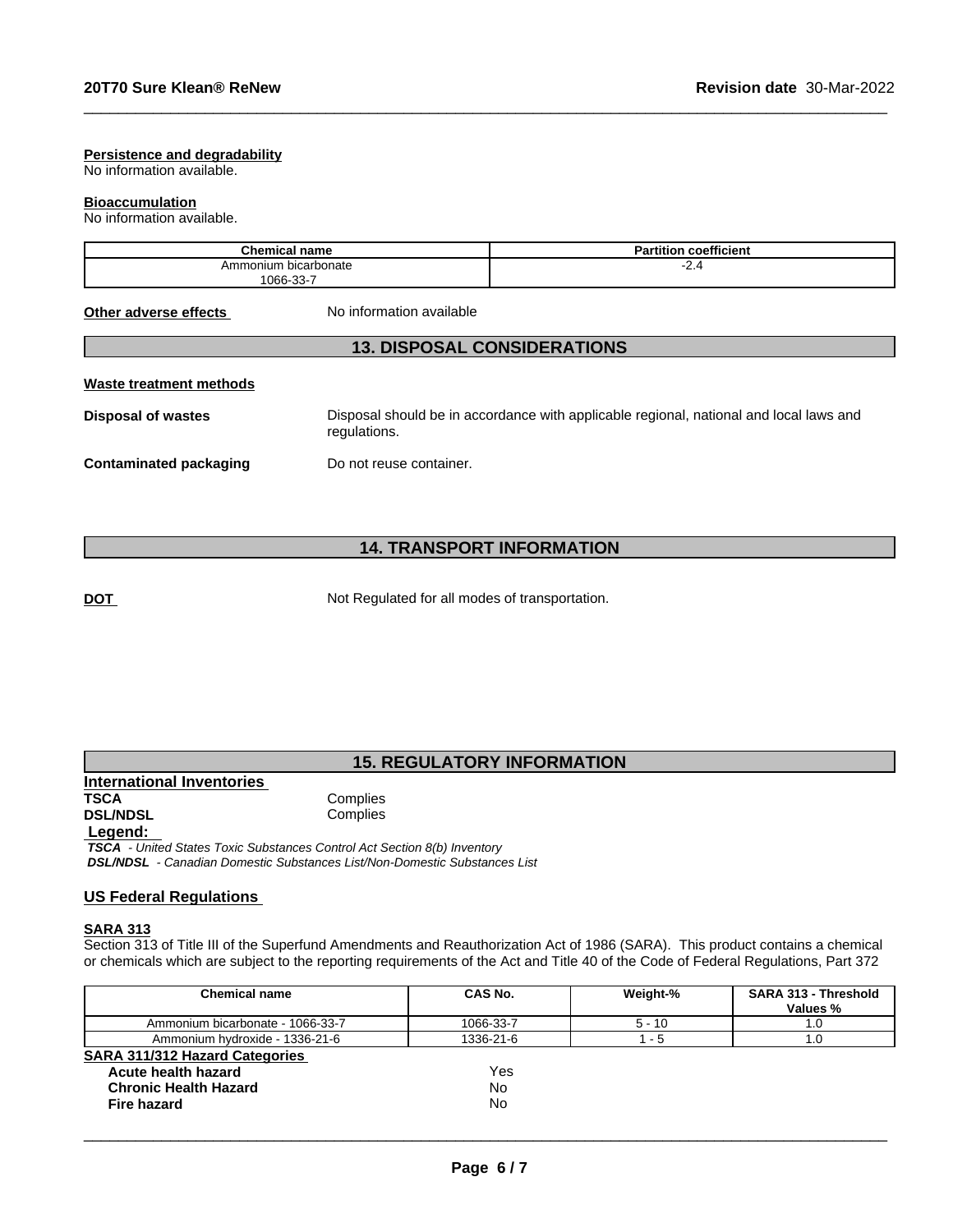**Persistence and degradability**
No information available.

**Bioaccumulation**
No information available.

| Chemical name | Partition coefficient |
| --- | --- |
| Ammonium bicarbonate 1066-33-7 | -2.4 |

**Other adverse effects** No information available

## 13. DISPOSAL CONSIDERATIONS

**Waste treatment methods**

**Disposal of wastes** Disposal should be in accordance with applicable regional, national and local laws and regulations.

**Contaminated packaging** Do not reuse container.

## 14. TRANSPORT INFORMATION

**DOT** Not Regulated for all modes of transportation.

## 15. REGULATORY INFORMATION

**International Inventories**

**TSCA** Complies
**DSL/NDSL** Complies

**Legend:**
*__TSCA__ - United States Toxic Substances Control Act Section 8(b) Inventory*
*__DSL/NDSL__ - Canadian Domestic Substances List/Non-Domestic Substances List*

**US Federal Regulations**

**SARA 313**
Section 313 of Title III of the Superfund Amendments and Reauthorization Act of 1986 (SARA). This product contains a chemical or chemicals which are subject to the reporting requirements of the Act and Title 40 of the Code of Federal Regulations, Part 372

| Chemical name | CAS No. | Weight-% | SARA 313 - Threshold Values % |
| --- | --- | --- | --- |
| Ammonium bicarbonate - 1066-33-7 | 1066-33-7 | 5 - 10 | 1.0 |
| Ammonium hydroxide - 1336-21-6 | 1336-21-6 | 1 - 5 | 1.0 |

**SARA 311/312 Hazard Categories**

| | |
| --- | --- |
| **Acute health hazard** | Yes |
| **Chronic Health Hazard** | No |
| **Fire hazard** | No |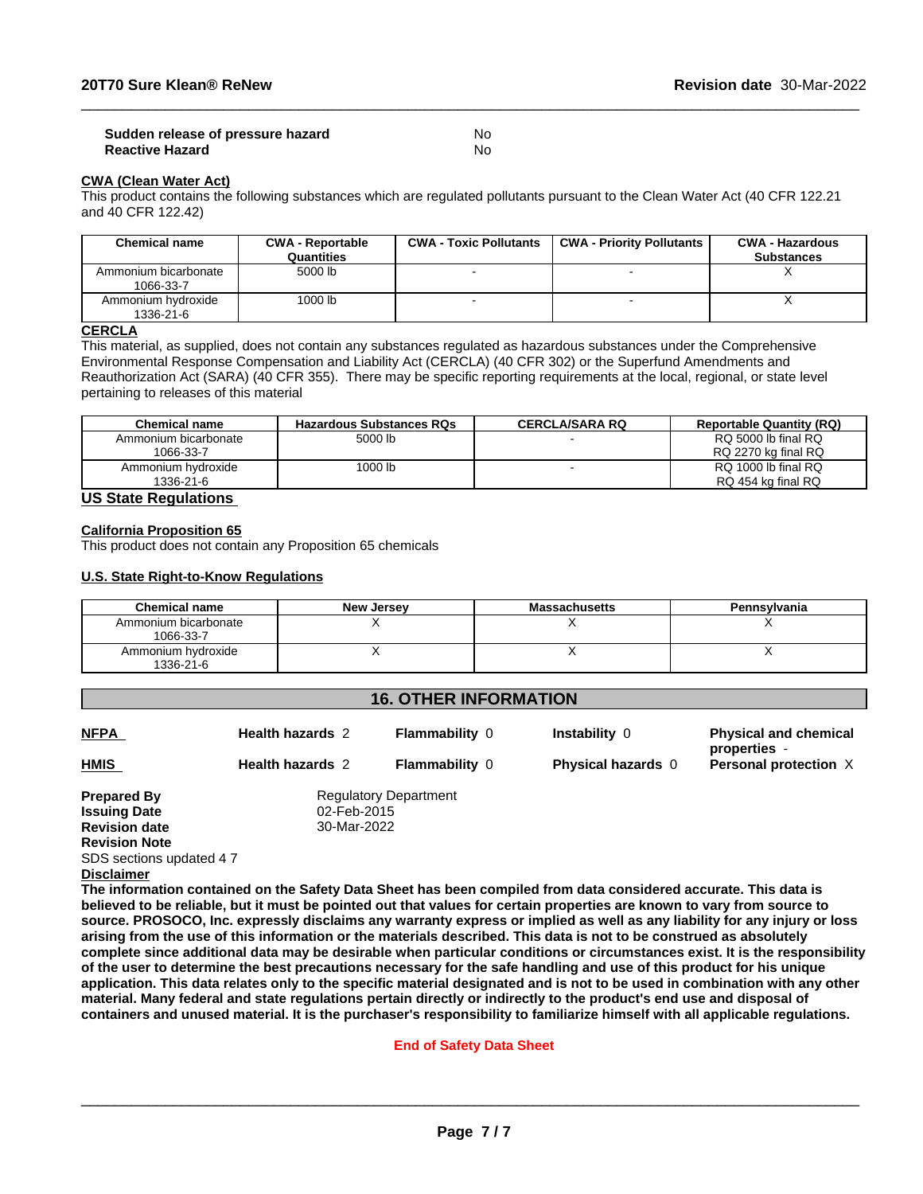| | |
|---|---|
| **Sudden release of pressure hazard** | No |
| **Reactive Hazard** | No |

**CWA (Clean Water Act)**

This product contains the following substances which are regulated pollutants pursuant to the Clean Water Act (40 CFR 122.21 and 40 CFR 122.42)

| Chemical name | CWA - Reportable Quantities | CWA - Toxic Pollutants | CWA - Priority Pollutants | CWA - Hazardous Substances |
|---|---|---|---|---|
| Ammonium bicarbonate 1066-33-7 | 5000 lb | - | - | X |
| Ammonium hydroxide 1336-21-6 | 1000 lb | - | - | X |

**CERCLA**

This material, as supplied, does not contain any substances regulated as hazardous substances under the Comprehensive Environmental Response Compensation and Liability Act (CERCLA) (40 CFR 302) or the Superfund Amendments and Reauthorization Act (SARA) (40 CFR 355). There may be specific reporting requirements at the local, regional, or state level pertaining to releases of this material

| Chemical name | Hazardous Substances RQs | CERCLA/SARA RQ | Reportable Quantity (RQ) |
|---|---|---|---|
| Ammonium bicarbonate 1066-33-7 | 5000 lb | - | RQ 5000 lb final RQ<br>RQ 2270 kg final RQ |
| Ammonium hydroxide 1336-21-6 | 1000 lb | - | RQ 1000 lb final RQ<br>RQ 454 kg final RQ |

**US State Regulations**

**California Proposition 65**

This product does not contain any Proposition 65 chemicals

**U.S. State Right-to-Know Regulations**

| Chemical name | New Jersey | Massachusetts | Pennsylvania |
|---|---|---|---|
| Ammonium bicarbonate 1066-33-7 | X | X | X |
| Ammonium hydroxide 1336-21-6 | X | X | X |

## 16. OTHER INFORMATION

| | | | | |
|---|---|---|---|---|
| **NFPA** | **Health hazards** 2 | **Flammability** 0 | **Instability** 0 | **Physical and chemical properties** - |
| **HMIS** | **Health hazards** 2 | **Flammability** 0 | **Physical hazards** 0 | **Personal protection** X |

**Prepared By** Regulatory Department
**Issuing Date** 02-Feb-2015
**Revision date** 30-Mar-2022
**Revision Note**
SDS sections updated 4 7

**Disclaimer**

**The information contained on the Safety Data Sheet has been compiled from data considered accurate. This data is believed to be reliable, but it must be pointed out that values for certain properties are known to vary from source to source. PROSOCO, Inc. expressly disclaims any warranty express or implied as well as any liability for any injury or loss arising from the use of this information or the materials described. This data is not to be construed as absolutely complete since additional data may be desirable when particular conditions or circumstances exist. It is the responsibility of the user to determine the best precautions necessary for the safe handling and use of this product for his unique application. This data relates only to the specific material designated and is not to be used in combination with any other material. Many federal and state regulations pertain directly or indirectly to the product's end use and disposal of containers and unused material. It is the purchaser's responsibility to familiarize himself with all applicable regulations.**

**End of Safety Data Sheet**